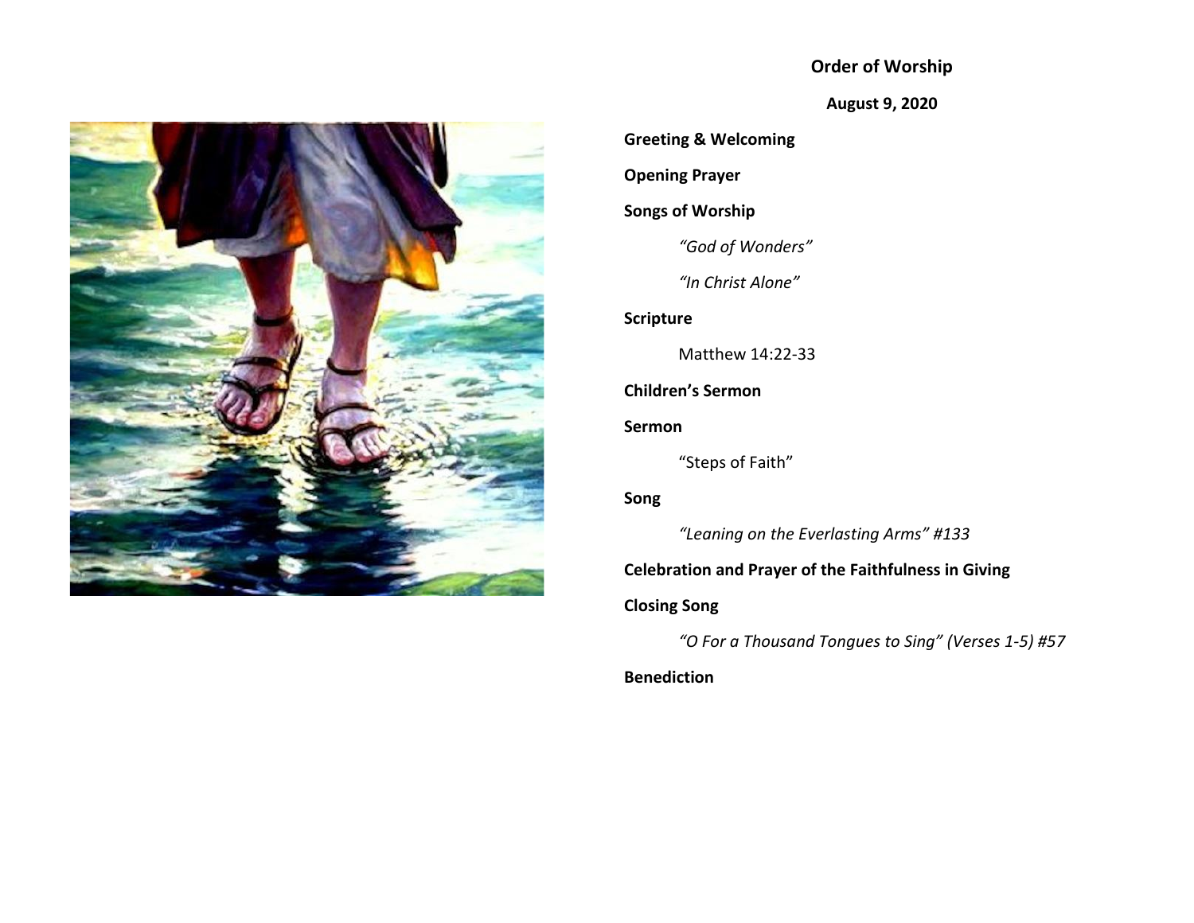# Order of Worship

**August 9, 2020**

**Greeting & Welcoming**

**Opening Prayer**

**Songs of Worship**

*"God of Wonders"*

*"In Christ Alone"*

**Scripture**

Matthew 14:22-33

**Children's Sermon**

**Sermon**

"Steps of Faith"

**Song**

*"Leaning on the Everlasting Arms" #133*

**Celebration and Prayer of the Faithfulness in Giving**

**Closing Song**

*"O For a Thousand Tongues to Sing" (Verses 1-5) #57*

**Benediction**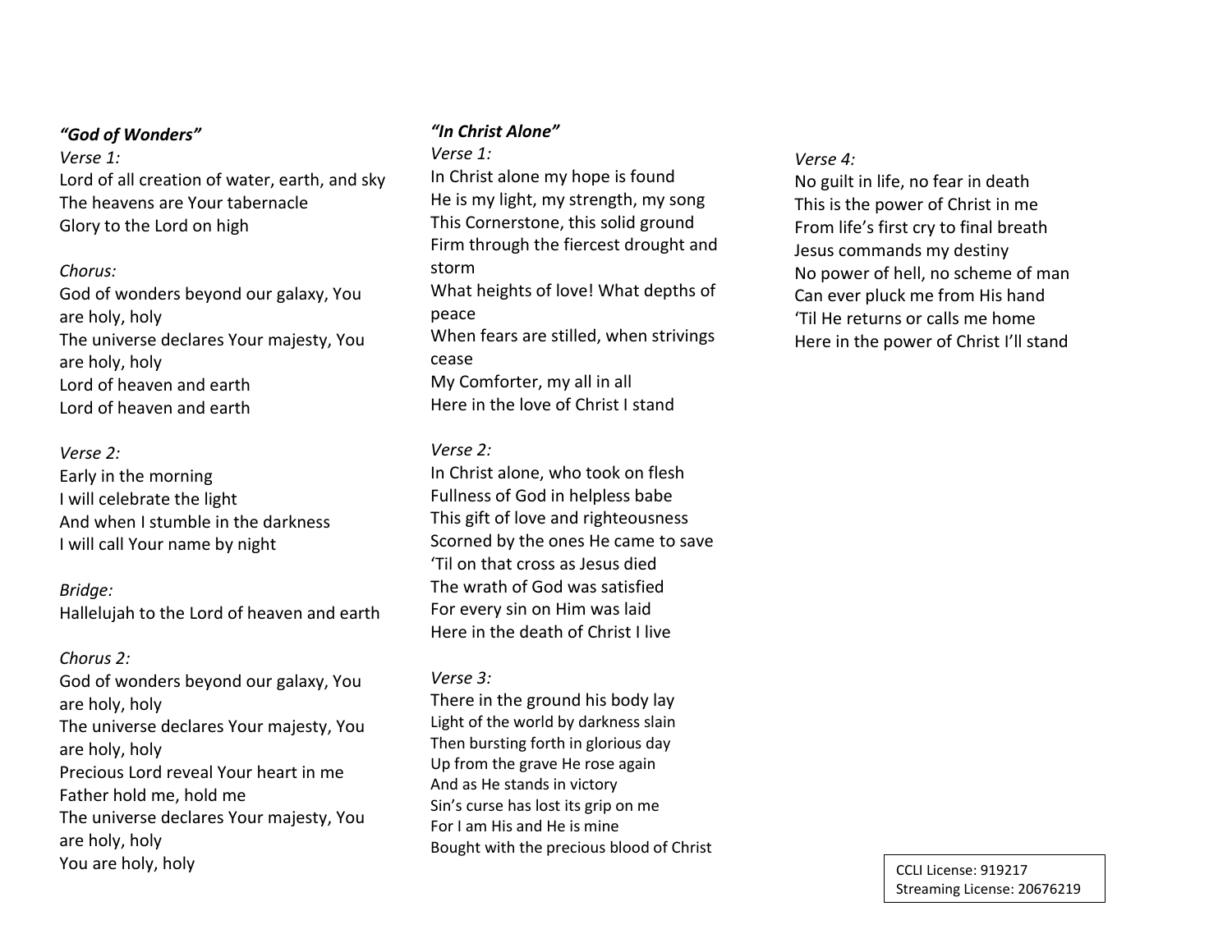***"God of Wonders"***

*Verse 1:*
Lord of all creation of water, earth, and sky
The heavens are Your tabernacle
Glory to the Lord on high

*Chorus:*
God of wonders beyond our galaxy, You are holy, holy
The universe declares Your majesty, You are holy, holy
Lord of heaven and earth
Lord of heaven and earth

*Verse 2:*
Early in the morning
I will celebrate the light
And when I stumble in the darkness
I will call Your name by night

*Bridge:*
Hallelujah to the Lord of heaven and earth

*Chorus 2:*
God of wonders beyond our galaxy, You are holy, holy
The universe declares Your majesty, You are holy, holy
Precious Lord reveal Your heart in me
Father hold me, hold me
The universe declares Your majesty, You are holy, holy
You are holy, holy

***"In Christ Alone"***

*Verse 1:*
In Christ alone my hope is found
He is my light, my strength, my song
This Cornerstone, this solid ground
Firm through the fiercest drought and storm
What heights of love! What depths of peace
When fears are stilled, when strivings cease
My Comforter, my all in all
Here in the love of Christ I stand

*Verse 2:*
In Christ alone, who took on flesh
Fullness of God in helpless babe
This gift of love and righteousness
Scorned by the ones He came to save
'Til on that cross as Jesus died
The wrath of God was satisfied
For every sin on Him was laid
Here in the death of Christ I live

*Verse 3:*
There in the ground his body lay
Light of the world by darkness slain
Then bursting forth in glorious day
Up from the grave He rose again
And as He stands in victory
Sin's curse has lost its grip on me
For I am His and He is mine
Bought with the precious blood of Christ

*Verse 4:*
No guilt in life, no fear in death
This is the power of Christ in me
From life's first cry to final breath
Jesus commands my destiny
No power of hell, no scheme of man
Can ever pluck me from His hand
'Til He returns or calls me home
Here in the power of Christ I'll stand

CCLI License: 919217
Streaming License: 20676219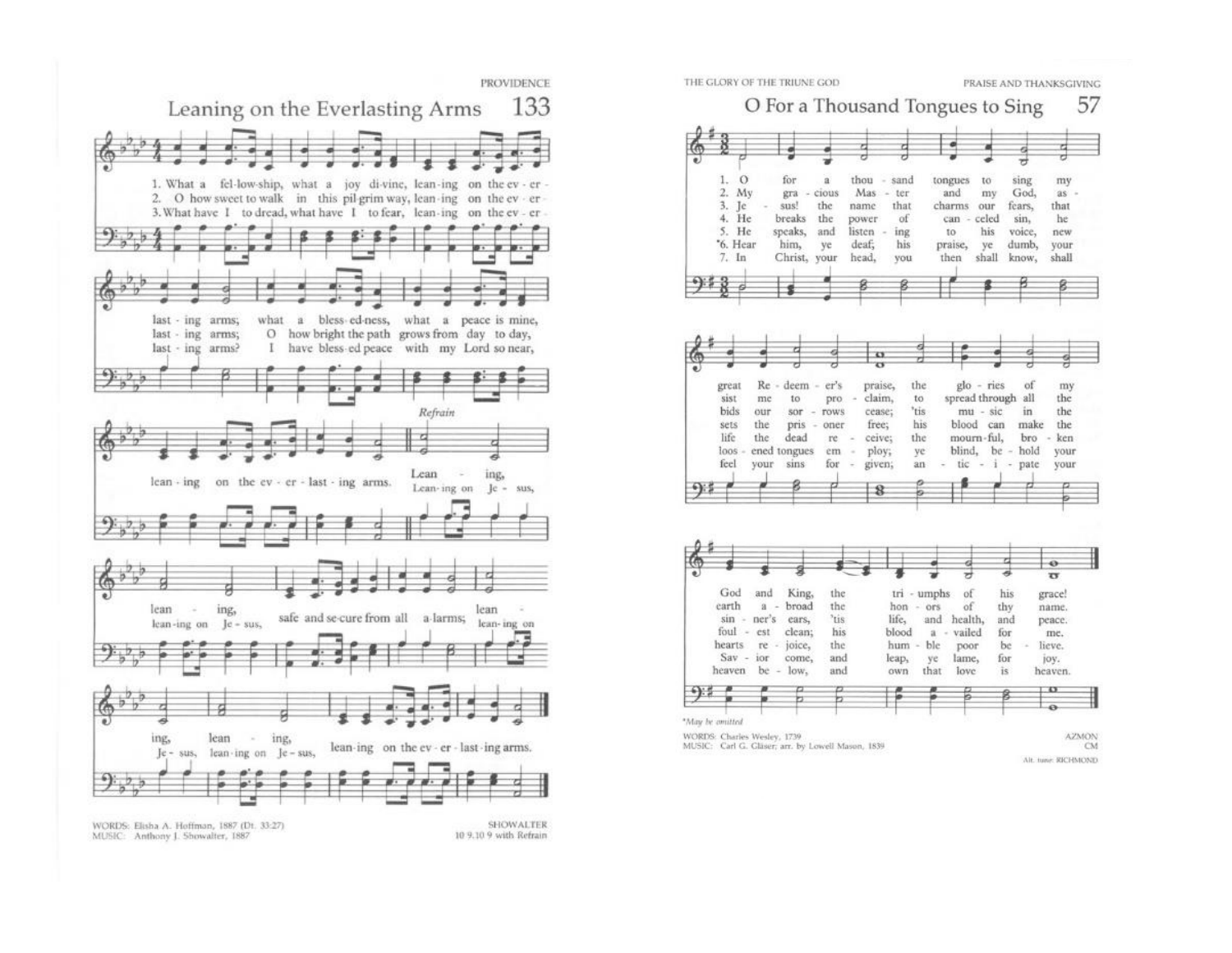# Leaning on the Everlasting Arms

133

1. What a fel-low-ship, what a joy di-vine, lean-ing on the ev - er - last - ing arms; what a bless-ed-ness, what a peace is mine, lean - ing on the ev - er - last - ing arms.

2. O how sweet to walk in this pil-grim way, lean-ing on the ev - er - last - ing arms; O how bright the path grows from day to day, lean - ing on the ev - er - last - ing arms.

3. What have I to dread, what have I to fear, lean-ing on the ev - er - last - ing arms? I have bless-ed peace with my Lord so near, lean - ing on the ev - er - last - ing arms.

*Refrain*

Lean - ing, (Lean-ing on Je - sus,) lean - ing, (lean-ing on Je - sus,) safe and se-cure from all a-larms; lean - ing, (lean-ing on Je - sus,) lean - ing, (lean-ing on Je - sus,) lean-ing on the ev - er - last-ing arms.

WORDS: Elisha A. Hoffman, 1887 (Dt. 33:27)
MUSIC: Anthony J. Showalter, 1887

SHOWALTER
10 9.10 9 with Refrain

# O For a Thousand Tongues to Sing

57

1. O for a thou - sand tongues to sing my great Re - deem - er's praise, the glo - ries of my God and King, the tri - umphs of his grace!

2. My gra - cious Mas - ter and my God, as - sist me to pro - claim, to spread through all the earth a - broad the hon - ors of thy name.

3. Je - sus! the name that charms our fears, that bids our sor - rows cease; 'tis mu - sic in the sin - ner's ears, 'tis life, and health, and peace.

4. He breaks the power of can - celed sin, he sets the pris - oner free; his blood can make the foul - est clean; his blood a - vailed for me.

5. He speaks, and listen - ing to his voice, new life the dead re - ceive; the mourn-ful, bro - ken hearts re - joice, the hum - ble poor be - lieve.

*6. Hear him, ye deaf; his praise, ye dumb, your loos - ened tongues em - ploy; ye blind, be - hold your Sav - ior come, and leap, ye lame, for joy.

7. In Christ, your head, you then shall know, shall feel your sins for - given; an - tic - i - pate your heaven be - low, and own that love is heaven.

*May be omitted

WORDS: Charles Wesley, 1739
MUSIC: Carl G. Gläser; arr. by Lowell Mason, 1839

AZMON
CM

Alt. tune: RICHMOND